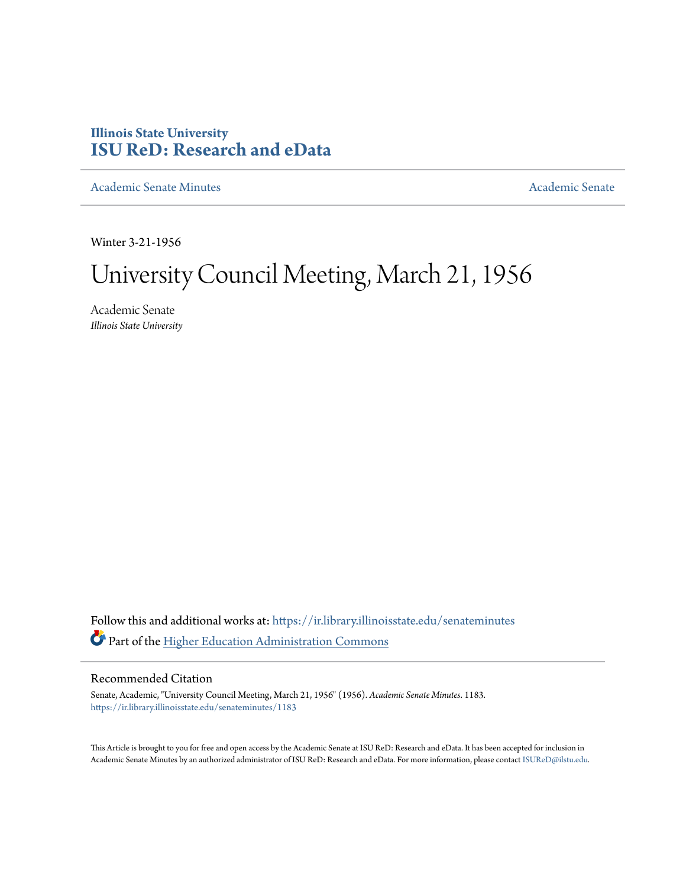Illinois State University
# ISU ReD: Research and eData

Academic Senate Minutes

Academic Senate

Winter 3-21-1956

# University Council Meeting, March 21, 1956

Academic Senate
*Illinois State University*

Follow this and additional works at: https://ir.library.illinoisstate.edu/senateminutes

Part of the Higher Education Administration Commons

## Recommended Citation

Senate, Academic, "University Council Meeting, March 21, 1956" (1956). *Academic Senate Minutes*. 1183.
https://ir.library.illinoisstate.edu/senateminutes/1183

This Article is brought to you for free and open access by the Academic Senate at ISU ReD: Research and eData. It has been accepted for inclusion in Academic Senate Minutes by an authorized administrator of ISU ReD: Research and eData. For more information, please contact ISUReD@ilstu.edu.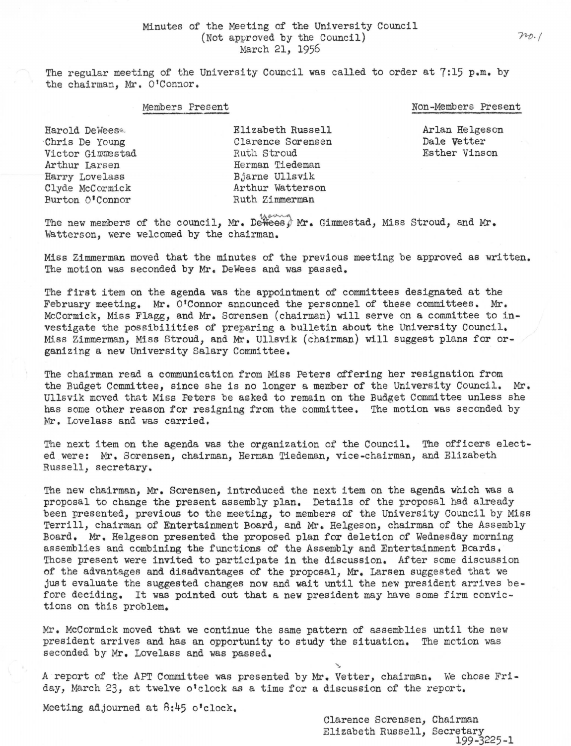Minutes of the Meeting of the University Council
(Not approved by the Council)
March 21, 1956

no. 1

The regular meeting of the University Council was called to order at 7:15 p.m. by the chairman, Mr. O'Connor.

**Members Present**

Harold DeWeese
Chris De Young
Victor Gimmestad
Arthur Larsen
Harry Lovelass
Clyde McCormick
Burton O'Connor
Elizabeth Russell
Clarence Sorensen
Ruth Stroud
Herman Tiedeman
Bjarne Ullsvik
Arthur Watterson
Ruth Zimmerman

**Non-Members Present**

Arlan Helgeson
Dale Vetter
Esther Vinson

The new members of the council, Mr. ~~DeWees~~ Young, Mr. Gimmestad, Miss Stroud, and Mr. Watterson, were welcomed by the chairman.

Miss Zimmerman moved that the minutes of the previous meeting be approved as written. The motion was seconded by Mr. DeWees and was passed.

The first item on the agenda was the appointment of committees designated at the February meeting. Mr. O'Connor announced the personnel of these committees. Mr. McCormick, Miss Flagg, and Mr. Sorensen (chairman) will serve on a committee to investigate the possibilities of preparing a bulletin about the University Council. Miss Zimmerman, Miss Stroud, and Mr. Ullsvik (chairman) will suggest plans for organizing a new University Salary Committee.

The chairman read a communication from Miss Peters offering her resignation from the Budget Committee, since she is no longer a member of the University Council. Mr. Ullsvik moved that Miss Peters be asked to remain on the Budget Committee unless she has some other reason for resigning from the committee. The motion was seconded by Mr. Lovelass and was carried.

The next item on the agenda was the organization of the Council. The officers elected were: Mr. Sorensen, chairman, Herman Tiedeman, vice-chairman, and Elizabeth Russell, secretary.

The new chairman, Mr. Sorensen, introduced the next item on the agenda which was a proposal to change the present assembly plan. Details of the proposal had already been presented, previous to the meeting, to members of the University Council by Miss Terrill, chairman of Entertainment Board, and Mr. Helgeson, chairman of the Assembly Board. Mr. Helgeson presented the proposed plan for deletion of Wednesday morning assemblies and combining the functions of the Assembly and Entertainment Boards. Those present were invited to participate in the discussion. After some discussion of the advantages and disadvantages of the proposal, Mr. Larsen suggested that we just evaluate the suggested changes now and wait until the new president arrives before deciding. It was pointed out that a new president may have some firm convictions on this problem.

Mr. McCormick moved that we continue the same pattern of assemblies until the new president arrives and has an opportunity to study the situation. The motion was seconded by Mr. Lovelass and was passed.

A report of the APT Committee was presented by Mr. Vetter, chairman. We chose Friday, March 23, at twelve o'clock as a time for a discussion of the report.

Meeting adjourned at 8:45 o'clock.

Clarence Sorensen, Chairman
Elizabeth Russell, Secretary

199-3225-1